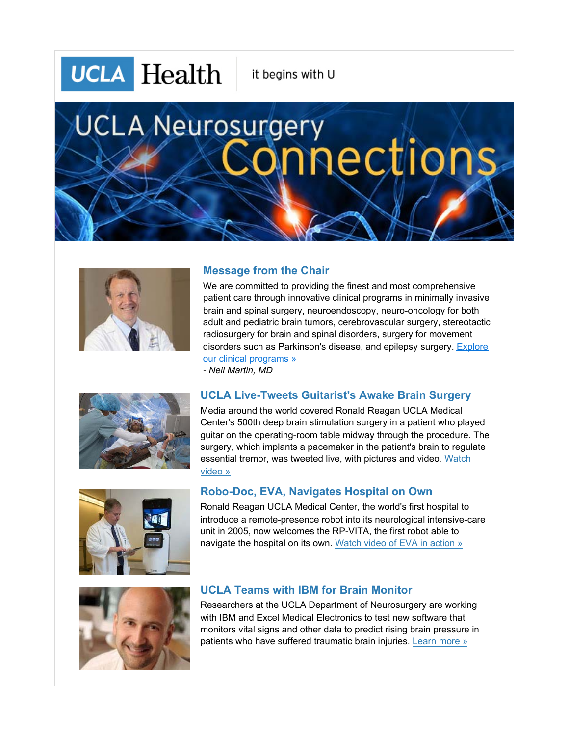UCLA Health — it begins with U

# UCLA Neurosurgery Connections

## Message from the Chair

We are committed to providing the finest and most comprehensive patient care through innovative clinical programs in minimally invasive brain and spinal surgery, neuroendoscopy, neuro-oncology for both adult and pediatric brain tumors, cerebrovascular surgery, stereotactic radiosurgery for brain and spinal disorders, surgery for movement disorders such as Parkinson's disease, and epilepsy surgery. Explore our clinical programs »

*- Neil Martin, MD*

## UCLA Live-Tweets Guitarist's Awake Brain Surgery

Media around the world covered Ronald Reagan UCLA Medical Center's 500th deep brain stimulation surgery in a patient who played guitar on the operating-room table midway through the procedure. The surgery, which implants a pacemaker in the patient's brain to regulate essential tremor, was tweeted live, with pictures and video. Watch video »

## Robo-Doc, EVA, Navigates Hospital on Own

Ronald Reagan UCLA Medical Center, the world's first hospital to introduce a remote-presence robot into its neurological intensive-care unit in 2005, now welcomes the RP-VITA, the first robot able to navigate the hospital on its own. Watch video of EVA in action »

## UCLA Teams with IBM for Brain Monitor

Researchers at the UCLA Department of Neurosurgery are working with IBM and Excel Medical Electronics to test new software that monitors vital signs and other data to predict rising brain pressure in patients who have suffered traumatic brain injuries. Learn more »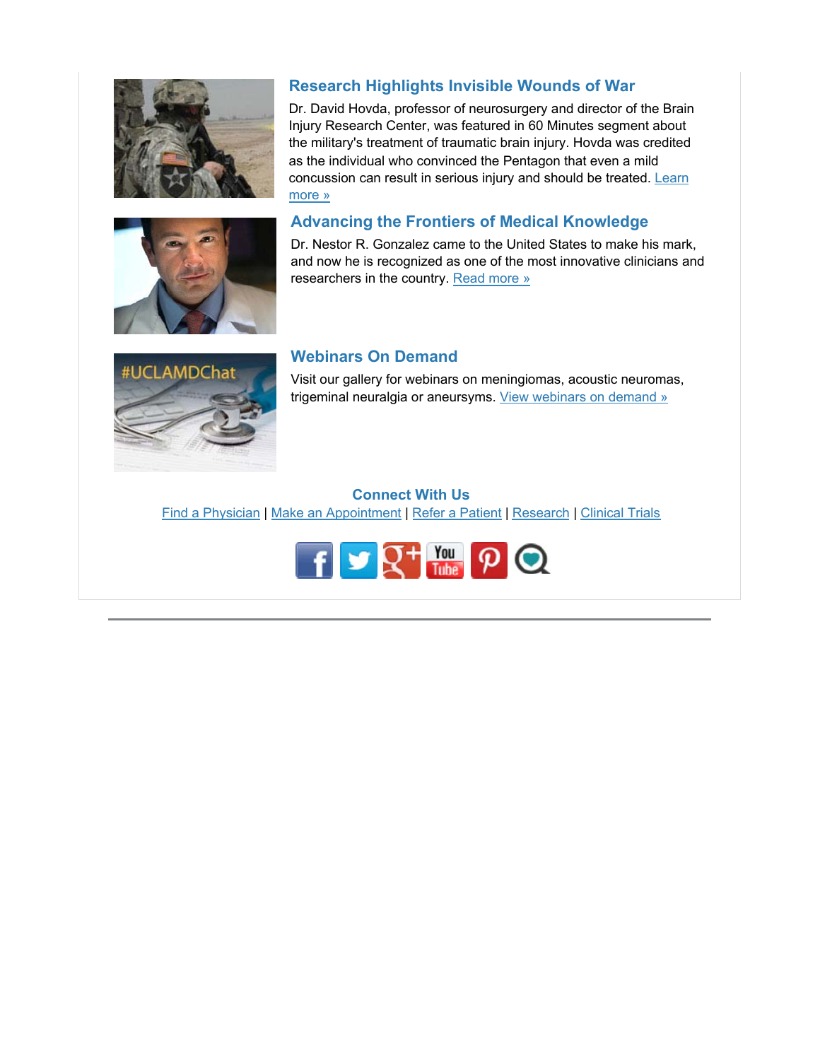## Research Highlights Invisible Wounds of War

Dr. David Hovda, professor of neurosurgery and director of the Brain Injury Research Center, was featured in 60 Minutes segment about the military's treatment of traumatic brain injury. Hovda was credited as the individual who convinced the Pentagon that even a mild concussion can result in serious injury and should be treated. Learn more »

## Advancing the Frontiers of Medical Knowledge

Dr. Nestor R. Gonzalez came to the United States to make his mark, and now he is recognized as one of the most innovative clinicians and researchers in the country. Read more »

## Webinars On Demand

Visit our gallery for webinars on meningiomas, acoustic neuromas, trigeminal neuralgia or aneursyms. View webinars on demand »

**Connect With Us**

Find a Physician | Make an Appointment | Refer a Patient | Research | Clinical Trials